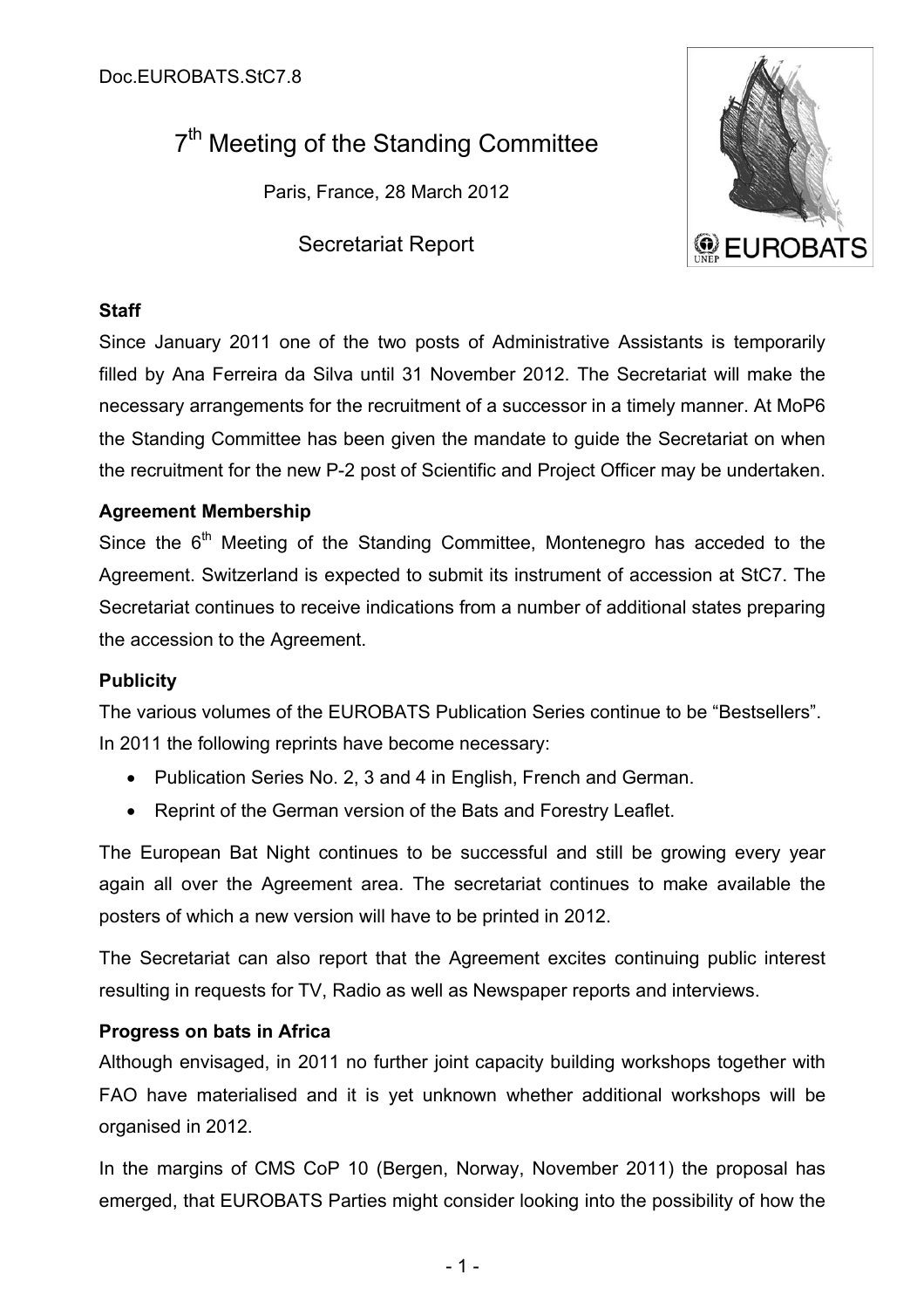Doc.EUROBATS.StC7.8

# 7th Meeting of the Standing Committee

Paris, France, 28 March 2012

## Secretariat Report

**Staff**

Since January 2011 one of the two posts of Administrative Assistants is temporarily filled by Ana Ferreira da Silva until 31 November 2012. The Secretariat will make the necessary arrangements for the recruitment of a successor in a timely manner. At MoP6 the Standing Committee has been given the mandate to guide the Secretariat on when the recruitment for the new P-2 post of Scientific and Project Officer may be undertaken.

**Agreement Membership**

Since the 6th Meeting of the Standing Committee, Montenegro has acceded to the Agreement. Switzerland is expected to submit its instrument of accession at StC7. The Secretariat continues to receive indications from a number of additional states preparing the accession to the Agreement.

**Publicity**

The various volumes of the EUROBATS Publication Series continue to be "Bestsellers". In 2011 the following reprints have become necessary:

- Publication Series No. 2, 3 and 4 in English, French and German.
- Reprint of the German version of the Bats and Forestry Leaflet.

The European Bat Night continues to be successful and still be growing every year again all over the Agreement area. The secretariat continues to make available the posters of which a new version will have to be printed in 2012.

The Secretariat can also report that the Agreement excites continuing public interest resulting in requests for TV, Radio as well as Newspaper reports and interviews.

**Progress on bats in Africa**

Although envisaged, in 2011 no further joint capacity building workshops together with FAO have materialised and it is yet unknown whether additional workshops will be organised in 2012.

In the margins of CMS CoP 10 (Bergen, Norway, November 2011) the proposal has emerged, that EUROBATS Parties might consider looking into the possibility of how the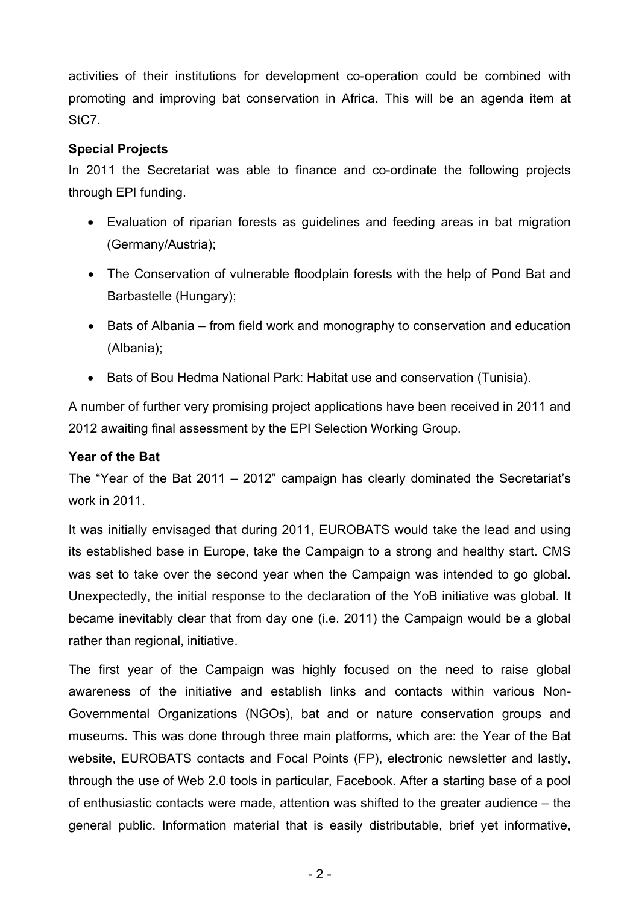activities of their institutions for development co-operation could be combined with promoting and improving bat conservation in Africa. This will be an agenda item at StC7.

**Special Projects**

In 2011 the Secretariat was able to finance and co-ordinate the following projects through EPI funding.

- Evaluation of riparian forests as guidelines and feeding areas in bat migration (Germany/Austria);
- The Conservation of vulnerable floodplain forests with the help of Pond Bat and Barbastelle (Hungary);
- Bats of Albania – from field work and monography to conservation and education (Albania);
- Bats of Bou Hedma National Park: Habitat use and conservation (Tunisia).

A number of further very promising project applications have been received in 2011 and 2012 awaiting final assessment by the EPI Selection Working Group.

**Year of the Bat**

The "Year of the Bat 2011 – 2012" campaign has clearly dominated the Secretariat's work in 2011.

It was initially envisaged that during 2011, EUROBATS would take the lead and using its established base in Europe, take the Campaign to a strong and healthy start. CMS was set to take over the second year when the Campaign was intended to go global. Unexpectedly, the initial response to the declaration of the YoB initiative was global. It became inevitably clear that from day one (i.e. 2011) the Campaign would be a global rather than regional, initiative.

The first year of the Campaign was highly focused on the need to raise global awareness of the initiative and establish links and contacts within various Non-Governmental Organizations (NGOs), bat and or nature conservation groups and museums. This was done through three main platforms, which are: the Year of the Bat website, EUROBATS contacts and Focal Points (FP), electronic newsletter and lastly, through the use of Web 2.0 tools in particular, Facebook. After a starting base of a pool of enthusiastic contacts were made, attention was shifted to the greater audience – the general public. Information material that is easily distributable, brief yet informative,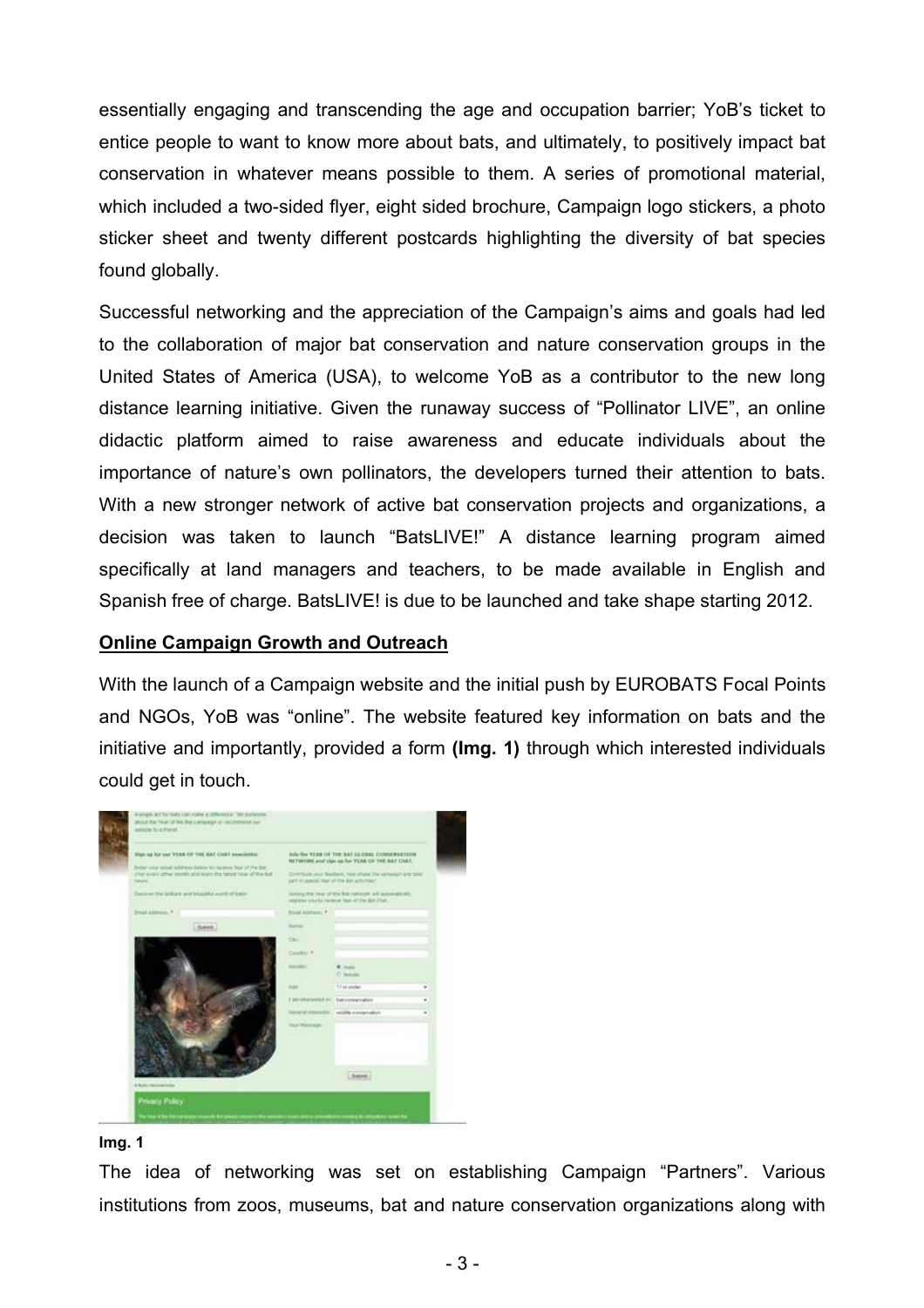essentially engaging and transcending the age and occupation barrier; YoB's ticket to entice people to want to know more about bats, and ultimately, to positively impact bat conservation in whatever means possible to them. A series of promotional material, which included a two-sided flyer, eight sided brochure, Campaign logo stickers, a photo sticker sheet and twenty different postcards highlighting the diversity of bat species found globally.

Successful networking and the appreciation of the Campaign's aims and goals had led to the collaboration of major bat conservation and nature conservation groups in the United States of America (USA), to welcome YoB as a contributor to the new long distance learning initiative. Given the runaway success of "Pollinator LIVE", an online didactic platform aimed to raise awareness and educate individuals about the importance of nature's own pollinators, the developers turned their attention to bats. With a new stronger network of active bat conservation projects and organizations, a decision was taken to launch "BatsLIVE!" A distance learning program aimed specifically at land managers and teachers, to be made available in English and Spanish free of charge. BatsLIVE! is due to be launched and take shape starting 2012.

## Online Campaign Growth and Outreach

With the launch of a Campaign website and the initial push by EUROBATS Focal Points and NGOs, YoB was "online". The website featured key information on bats and the initiative and importantly, provided a form **(Img. 1)** through which interested individuals could get in touch.

**Img. 1**

The idea of networking was set on establishing Campaign "Partners". Various institutions from zoos, museums, bat and nature conservation organizations along with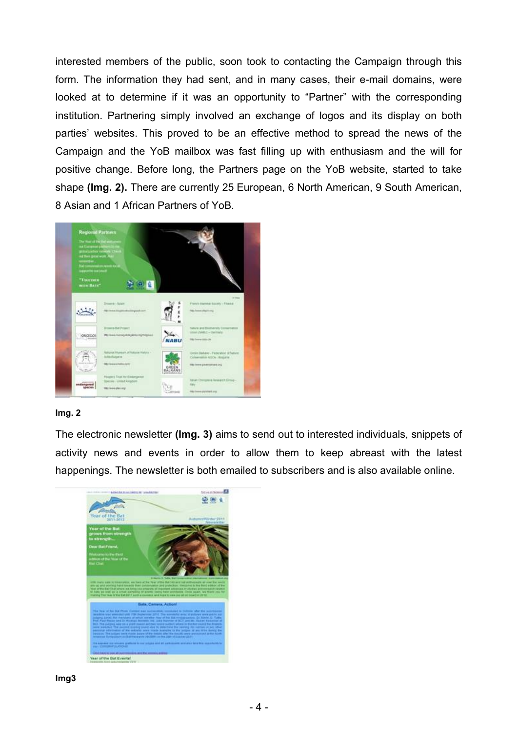interested members of the public, soon took to contacting the Campaign through this form. The information they had sent, and in many cases, their e-mail domains, were looked at to determine if it was an opportunity to "Partner" with the corresponding institution. Partnering simply involved an exchange of logos and its display on both parties' websites. This proved to be an effective method to spread the news of the Campaign and the YoB mailbox was fast filling up with enthusiasm and the will for positive change. Before long, the Partners page on the YoB website, started to take shape **(Img. 2).** There are currently 25 European, 6 North American, 9 South American, 8 Asian and 1 African Partners of YoB.

**Img. 2**

The electronic newsletter **(Img. 3)** aims to send out to interested individuals, snippets of activity news and events in order to allow them to keep abreast with the latest happenings. The newsletter is both emailed to subscribers and is also available online.

**Img3**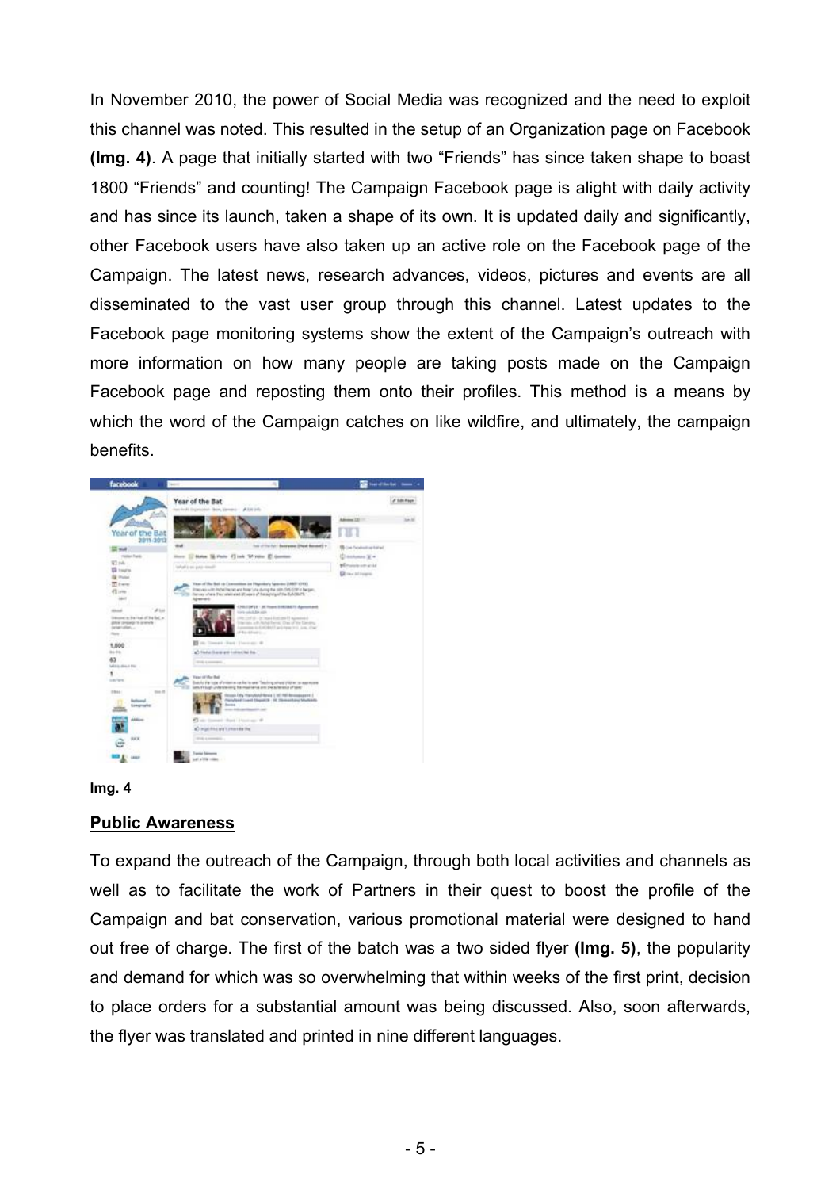In November 2010, the power of Social Media was recognized and the need to exploit this channel was noted. This resulted in the setup of an Organization page on Facebook **(Img. 4)**. A page that initially started with two "Friends" has since taken shape to boast 1800 "Friends" and counting! The Campaign Facebook page is alight with daily activity and has since its launch, taken a shape of its own. It is updated daily and significantly, other Facebook users have also taken up an active role on the Facebook page of the Campaign. The latest news, research advances, videos, pictures and events are all disseminated to the vast user group through this channel. Latest updates to the Facebook page monitoring systems show the extent of the Campaign's outreach with more information on how many people are taking posts made on the Campaign Facebook page and reposting them onto their profiles. This method is a means by which the word of the Campaign catches on like wildfire, and ultimately, the campaign benefits.

**Img. 4**

## Public Awareness

To expand the outreach of the Campaign, through both local activities and channels as well as to facilitate the work of Partners in their quest to boost the profile of the Campaign and bat conservation, various promotional material were designed to hand out free of charge. The first of the batch was a two sided flyer **(Img. 5)**, the popularity and demand for which was so overwhelming that within weeks of the first print, decision to place orders for a substantial amount was being discussed. Also, soon afterwards, the flyer was translated and printed in nine different languages.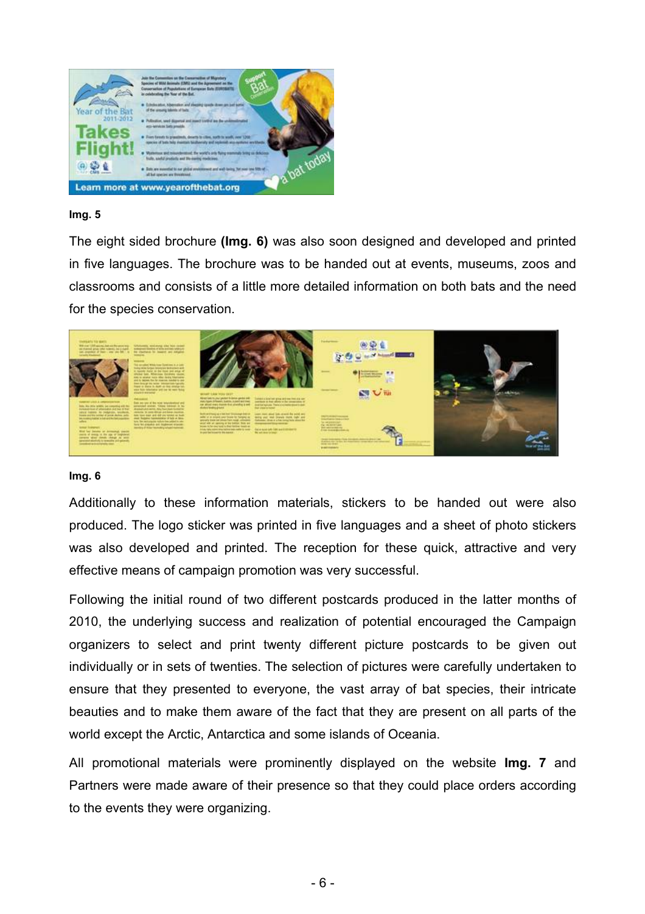**Img. 5**

The eight sided brochure **(Img. 6)** was also soon designed and developed and printed in five languages. The brochure was to be handed out at events, museums, zoos and classrooms and consists of a little more detailed information on both bats and the need for the species conservation.

**Img. 6**

Additionally to these information materials, stickers to be handed out were also produced. The logo sticker was printed in five languages and a sheet of photo stickers was also developed and printed. The reception for these quick, attractive and very effective means of campaign promotion was very successful.

Following the initial round of two different postcards produced in the latter months of 2010, the underlying success and realization of potential encouraged the Campaign organizers to select and print twenty different picture postcards to be given out individually or in sets of twenties. The selection of pictures were carefully undertaken to ensure that they presented to everyone, the vast array of bat species, their intricate beauties and to make them aware of the fact that they are present on all parts of the world except the Arctic, Antarctica and some islands of Oceania.

All promotional materials were prominently displayed on the website **Img. 7** and Partners were made aware of their presence so that they could place orders according to the events they were organizing.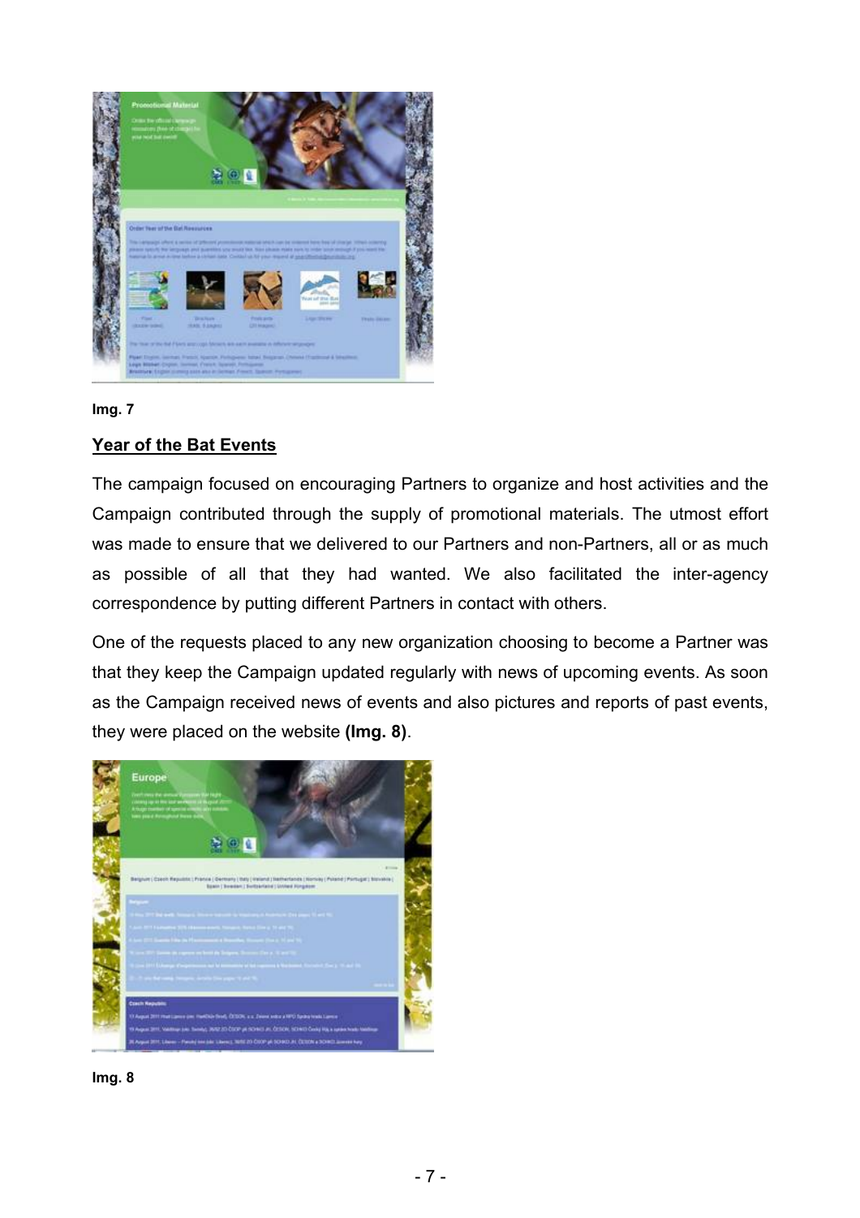Img. 7

## Year of the Bat Events

The campaign focused on encouraging Partners to organize and host activities and the Campaign contributed through the supply of promotional materials. The utmost effort was made to ensure that we delivered to our Partners and non-Partners, all or as much as possible of all that they had wanted. We also facilitated the inter-agency correspondence by putting different Partners in contact with others.

One of the requests placed to any new organization choosing to become a Partner was that they keep the Campaign updated regularly with news of upcoming events. As soon as the Campaign received news of events and also pictures and reports of past events, they were placed on the website **(Img. 8)**.

Img. 8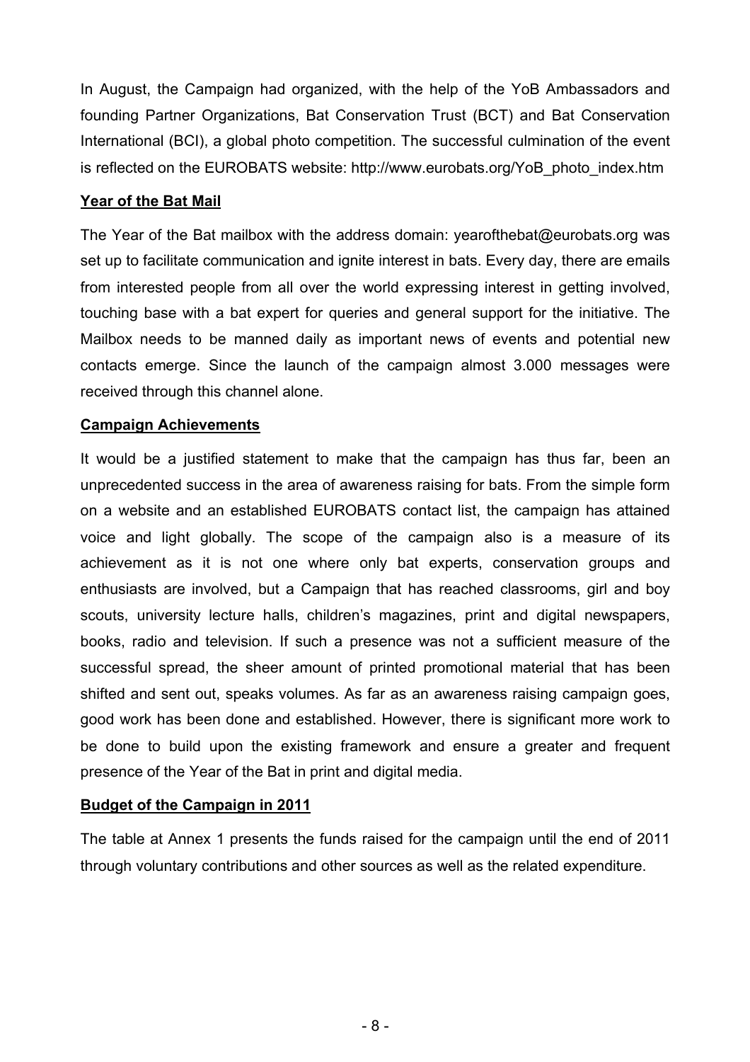In August, the Campaign had organized, with the help of the YoB Ambassadors and founding Partner Organizations, Bat Conservation Trust (BCT) and Bat Conservation International (BCI), a global photo competition. The successful culmination of the event is reflected on the EUROBATS website: http://www.eurobats.org/YoB_photo_index.htm

**Year of the Bat Mail**

The Year of the Bat mailbox with the address domain: yearofthebat@eurobats.org was set up to facilitate communication and ignite interest in bats. Every day, there are emails from interested people from all over the world expressing interest in getting involved, touching base with a bat expert for queries and general support for the initiative. The Mailbox needs to be manned daily as important news of events and potential new contacts emerge. Since the launch of the campaign almost 3.000 messages were received through this channel alone.

**Campaign Achievements**

It would be a justified statement to make that the campaign has thus far, been an unprecedented success in the area of awareness raising for bats. From the simple form on a website and an established EUROBATS contact list, the campaign has attained voice and light globally. The scope of the campaign also is a measure of its achievement as it is not one where only bat experts, conservation groups and enthusiasts are involved, but a Campaign that has reached classrooms, girl and boy scouts, university lecture halls, children's magazines, print and digital newspapers, books, radio and television. If such a presence was not a sufficient measure of the successful spread, the sheer amount of printed promotional material that has been shifted and sent out, speaks volumes. As far as an awareness raising campaign goes, good work has been done and established. However, there is significant more work to be done to build upon the existing framework and ensure a greater and frequent presence of the Year of the Bat in print and digital media.

**Budget of the Campaign in 2011**

The table at Annex 1 presents the funds raised for the campaign until the end of 2011 through voluntary contributions and other sources as well as the related expenditure.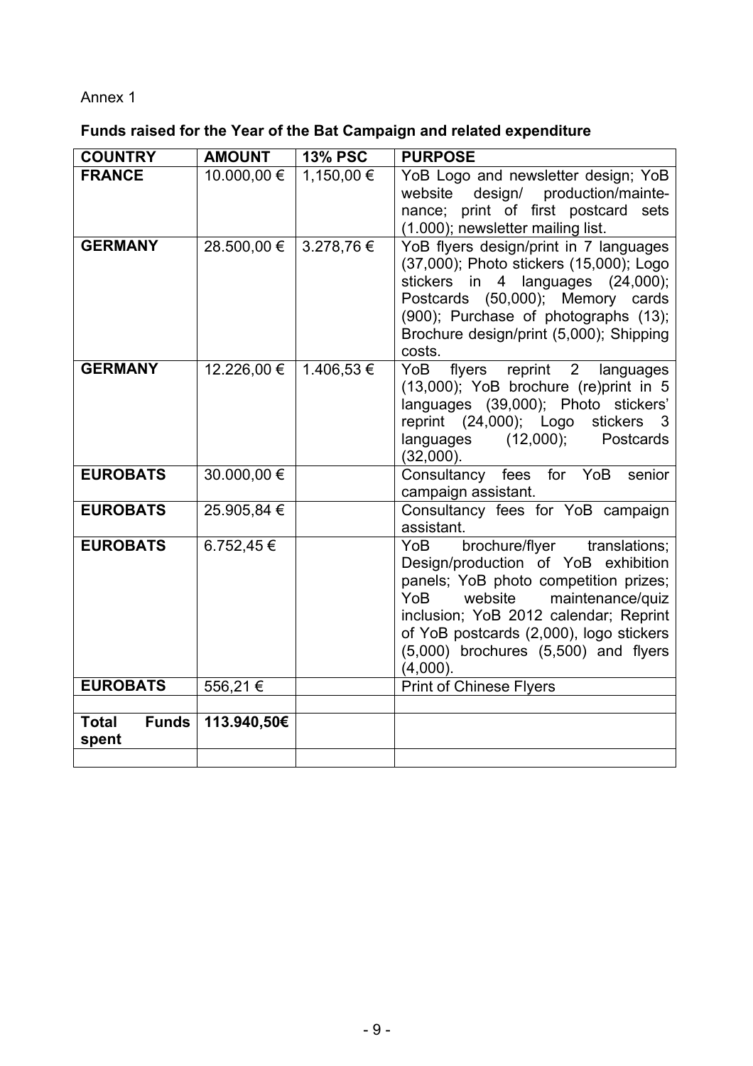Annex 1

**Funds raised for the Year of the Bat Campaign and related expenditure**

| COUNTRY | AMOUNT | 13% PSC | PURPOSE |
|---|---|---|---|
| **FRANCE** | 10.000,00 € | 1,150,00 € | YoB Logo and newsletter design; YoB website design/ production/maintenance; print of first postcard sets (1.000); newsletter mailing list. |
| **GERMANY** | 28.500,00 € | 3.278,76 € | YoB flyers design/print in 7 languages (37,000); Photo stickers (15,000); Logo stickers in 4 languages (24,000); Postcards (50,000); Memory cards (900); Purchase of photographs (13); Brochure design/print (5,000); Shipping costs. |
| **GERMANY** | 12.226,00 € | 1.406,53 € | YoB flyers reprint 2 languages (13,000); YoB brochure (re)print in 5 languages (39,000); Photo stickers' reprint (24,000); Logo stickers 3 languages (12,000); Postcards (32,000). |
| **EUROBATS** | 30.000,00 € | | Consultancy fees for YoB senior campaign assistant. |
| **EUROBATS** | 25.905,84 € | | Consultancy fees for YoB campaign assistant. |
| **EUROBATS** | 6.752,45 € | | YoB brochure/flyer translations; Design/production of YoB exhibition panels; YoB photo competition prizes; YoB website maintenance/quiz inclusion; YoB 2012 calendar; Reprint of YoB postcards (2,000), logo stickers (5,000) brochures (5,500) and flyers (4,000). |
| **EUROBATS** | 556,21 € | | Print of Chinese Flyers |
| | | | |
| **Total Funds spent** | **113.940,50€** | | |
| | | | |